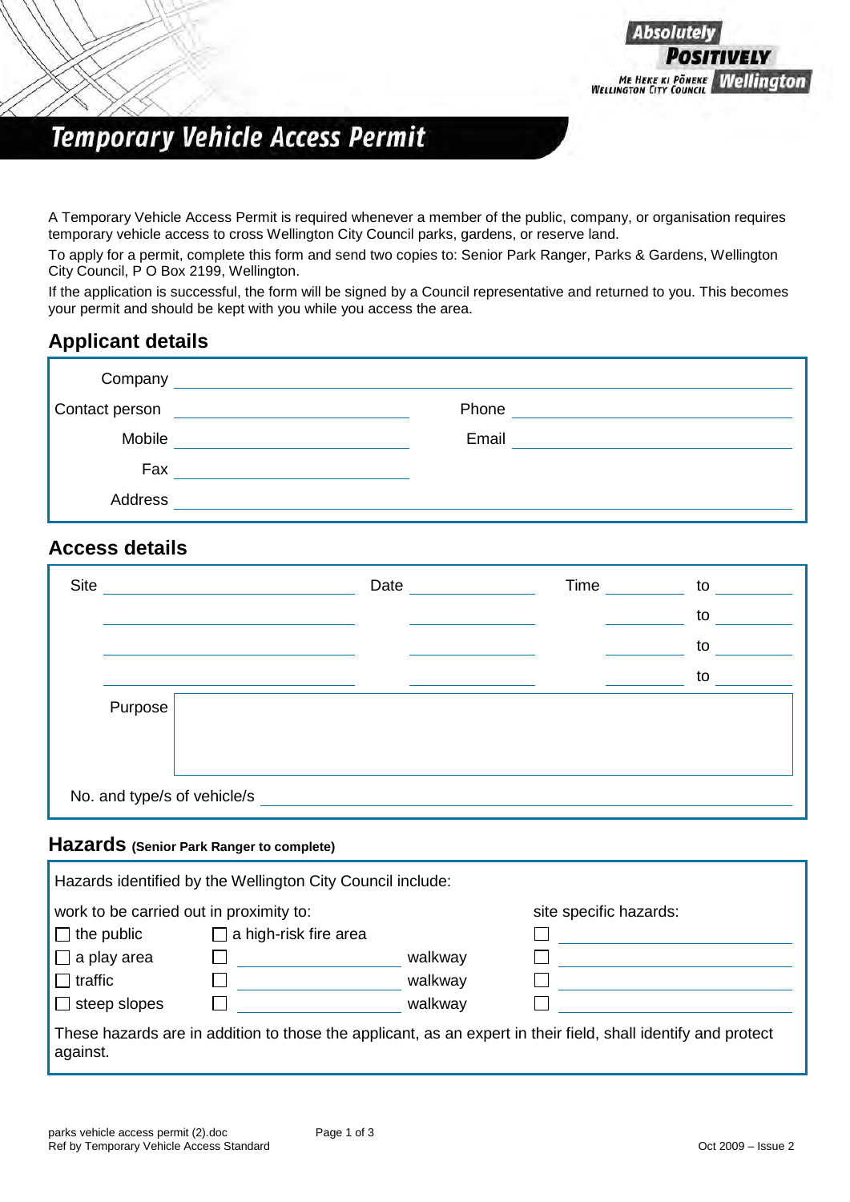Absolutely POSITIVELY Wellington

ME HEKE KI PŌNEKE WELLINGTON CITY COUNCIL

# Temporary Vehicle Access Permit

A Temporary Vehicle Access Permit is required whenever a member of the public, company, or organisation requires temporary vehicle access to cross Wellington City Council parks, gardens, or reserve land.

To apply for a permit, complete this form and send two copies to: Senior Park Ranger, Parks & Gardens, Wellington City Council, P O Box 2199, Wellington.

If the application is successful, the form will be signed by a Council representative and returned to you. This becomes your permit and should be kept with you while you access the area.

## Applicant details

Company ______________________________

Contact person ______________________________ Phone ______________________________

Mobile ______________________________ Email ______________________________

Fax ______________________________

Address ______________________________

## Access details

| Site | Date | Time | to |
|---|---|---|---|
| | | | |
| | | | |
| | | | |

Purpose ______________________________

No. and type/s of vehicle/s ______________________________

## Hazards (Senior Park Ranger to complete)

Hazards identified by the Wellington City Council include:

work to be carried out in proximity to:

- ☐ the public
- ☐ a play area
- ☐ traffic
- ☐ steep slopes
- ☐ a high-risk fire area
- ☐ ______________ walkway
- ☐ ______________ walkway
- ☐ ______________ walkway

site specific hazards:

- ☐ ______________
- ☐ ______________
- ☐ ______________
- ☐ ______________

These hazards are in addition to those the applicant, as an expert in their field, shall identify and protect against.

parks vehicle access permit (2).doc
Ref by Temporary Vehicle Access Standard

Oct 2009 – Issue 2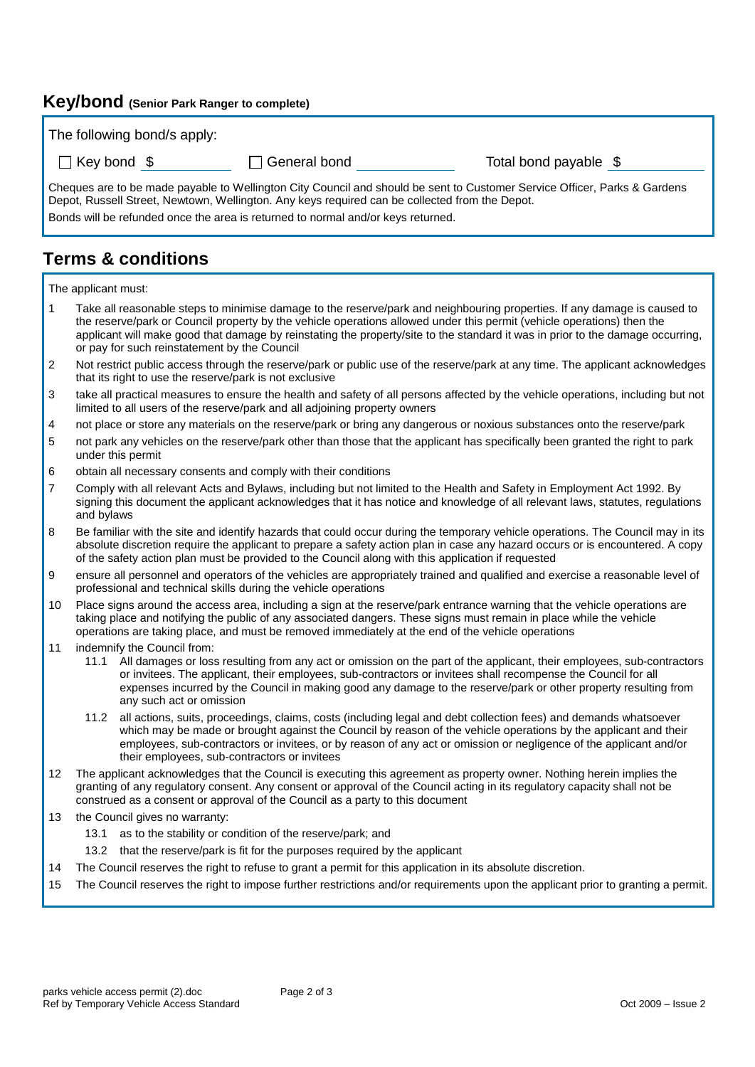## Key/bond (Senior Park Ranger to complete)

The following bond/s apply:

☐ Key bond $ __________ ☐ General bond __________ Total bond payable $ __________

Cheques are to be made payable to Wellington City Council and should be sent to Customer Service Officer, Parks & Gardens Depot, Russell Street, Newtown, Wellington. Any keys required can be collected from the Depot.

Bonds will be refunded once the area is returned to normal and/or keys returned.

## Terms & conditions

The applicant must:

1. Take all reasonable steps to minimise damage to the reserve/park and neighbouring properties. If any damage is caused to the reserve/park or Council property by the vehicle operations allowed under this permit (vehicle operations) then the applicant will make good that damage by reinstating the property/site to the standard it was in prior to the damage occurring, or pay for such reinstatement by the Council
2. Not restrict public access through the reserve/park or public use of the reserve/park at any time. The applicant acknowledges that its right to use the reserve/park is not exclusive
3. take all practical measures to ensure the health and safety of all persons affected by the vehicle operations, including but not limited to all users of the reserve/park and all adjoining property owners
4. not place or store any materials on the reserve/park or bring any dangerous or noxious substances onto the reserve/park
5. not park any vehicles on the reserve/park other than those that the applicant has specifically been granted the right to park under this permit
6. obtain all necessary consents and comply with their conditions
7. Comply with all relevant Acts and Bylaws, including but not limited to the Health and Safety in Employment Act 1992. By signing this document the applicant acknowledges that it has notice and knowledge of all relevant laws, statutes, regulations and bylaws
8. Be familiar with the site and identify hazards that could occur during the temporary vehicle operations. The Council may in its absolute discretion require the applicant to prepare a safety action plan in case any hazard occurs or is encountered. A copy of the safety action plan must be provided to the Council along with this application if requested
9. ensure all personnel and operators of the vehicles are appropriately trained and qualified and exercise a reasonable level of professional and technical skills during the vehicle operations
10. Place signs around the access area, including a sign at the reserve/park entrance warning that the vehicle operations are taking place and notifying the public of any associated dangers. These signs must remain in place while the vehicle operations are taking place, and must be removed immediately at the end of the vehicle operations
11. indemnify the Council from:
    - 11.1 All damages or loss resulting from any act or omission on the part of the applicant, their employees, sub-contractors or invitees. The applicant, their employees, sub-contractors or invitees shall recompense the Council for all expenses incurred by the Council in making good any damage to the reserve/park or other property resulting from any such act or omission
    - 11.2 all actions, suits, proceedings, claims, costs (including legal and debt collection fees) and demands whatsoever which may be made or brought against the Council by reason of the vehicle operations by the applicant and their employees, sub-contractors or invitees, or by reason of any act or omission or negligence of the applicant and/or their employees, sub-contractors or invitees
12. The applicant acknowledges that the Council is executing this agreement as property owner. Nothing herein implies the granting of any regulatory consent. Any consent or approval of the Council acting in its regulatory capacity shall not be construed as a consent or approval of the Council as a party to this document
13. the Council gives no warranty:
    - 13.1 as to the stability or condition of the reserve/park; and
    - 13.2 that the reserve/park is fit for the purposes required by the applicant
14. The Council reserves the right to refuse to grant a permit for this application in its absolute discretion.
15. The Council reserves the right to impose further restrictions and/or requirements upon the applicant prior to granting a permit.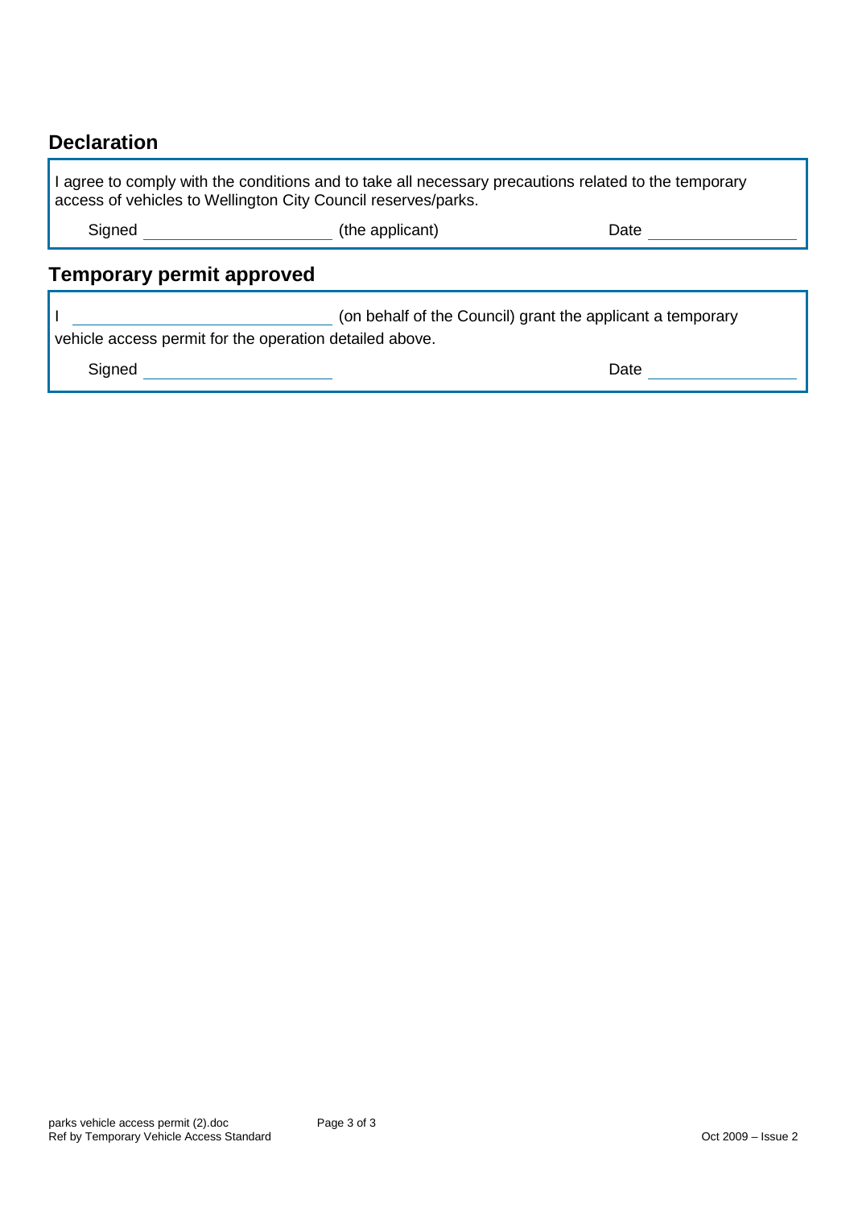## Declaration

I agree to comply with the conditions and to take all necessary precautions related to the temporary access of vehicles to Wellington City Council reserves/parks.

Signed ______________________ (the applicant) Date ________________

## Temporary permit approved

I ____________________________ (on behalf of the Council) grant the applicant a temporary vehicle access permit for the operation detailed above.

Signed ______________________ Date ________________

parks vehicle access permit (2).doc
Ref by Temporary Vehicle Access Standard

Oct 2009 – Issue 2